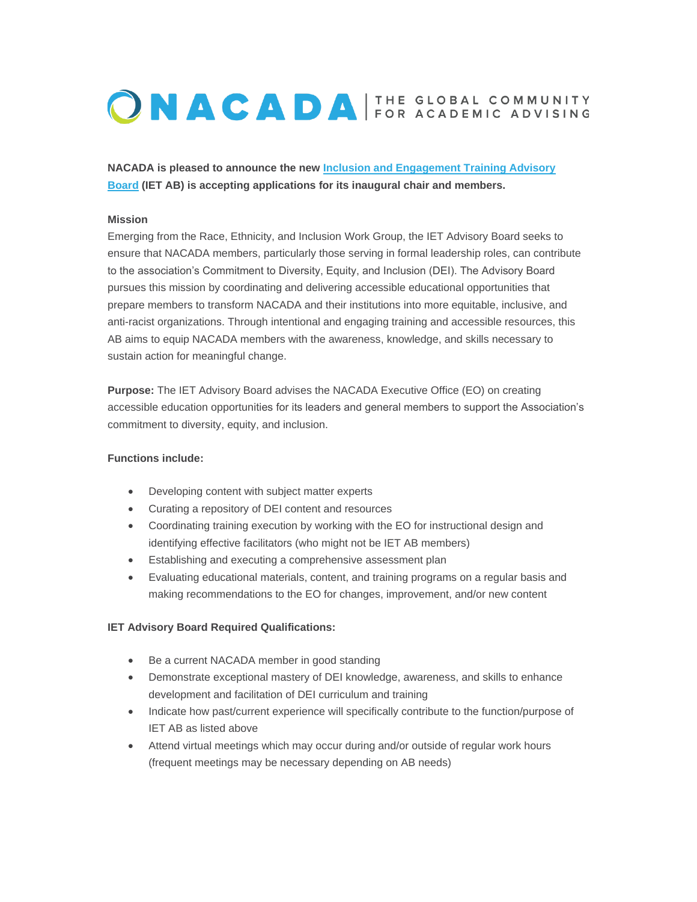NACADA | THE GLOBAL COMMUNITY FOR ACADEMIC ADVISING

**NACADA is pleased to announce the new Inclusion and Engagement Training Advisory Board (IET AB) is accepting applications for its inaugural chair and members.**

**Mission**

Emerging from the Race, Ethnicity, and Inclusion Work Group, the IET Advisory Board seeks to ensure that NACADA members, particularly those serving in formal leadership roles, can contribute to the association's Commitment to Diversity, Equity, and Inclusion (DEI). The Advisory Board pursues this mission by coordinating and delivering accessible educational opportunities that prepare members to transform NACADA and their institutions into more equitable, inclusive, and anti-racist organizations. Through intentional and engaging training and accessible resources, this AB aims to equip NACADA members with the awareness, knowledge, and skills necessary to sustain action for meaningful change.

**Purpose:** The IET Advisory Board advises the NACADA Executive Office (EO) on creating accessible education opportunities for its leaders and general members to support the Association's commitment to diversity, equity, and inclusion.

**Functions include:**

- Developing content with subject matter experts
- Curating a repository of DEI content and resources
- Coordinating training execution by working with the EO for instructional design and identifying effective facilitators (who might not be IET AB members)
- Establishing and executing a comprehensive assessment plan
- Evaluating educational materials, content, and training programs on a regular basis and making recommendations to the EO for changes, improvement, and/or new content

**IET Advisory Board Required Qualifications:**

- Be a current NACADA member in good standing
- Demonstrate exceptional mastery of DEI knowledge, awareness, and skills to enhance development and facilitation of DEI curriculum and training
- Indicate how past/current experience will specifically contribute to the function/purpose of IET AB as listed above
- Attend virtual meetings which may occur during and/or outside of regular work hours (frequent meetings may be necessary depending on AB needs)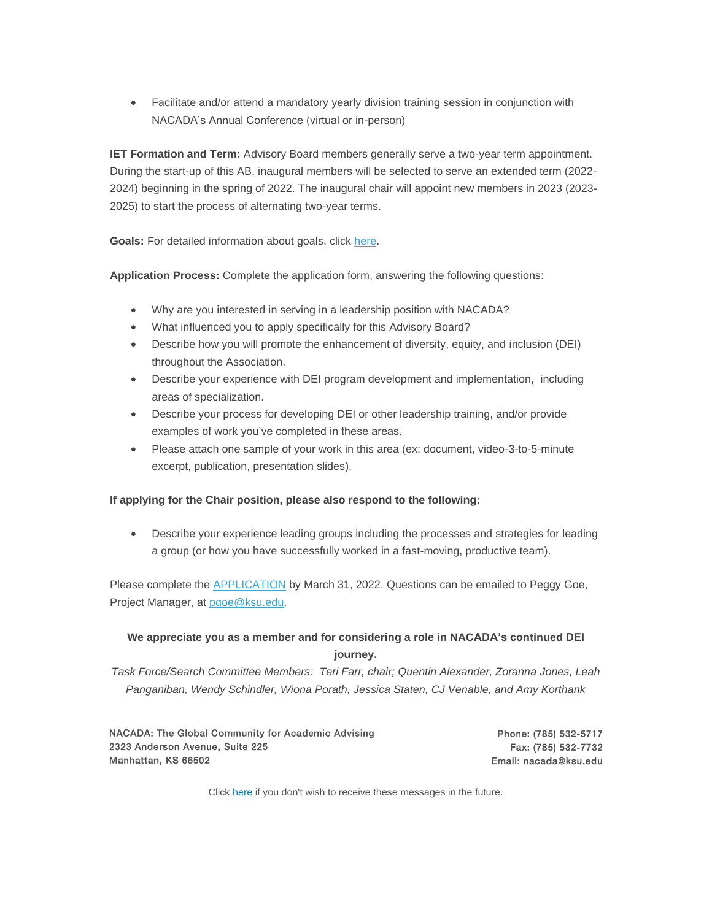- Facilitate and/or attend a mandatory yearly division training session in conjunction with NACADA's Annual Conference (virtual or in-person)

**IET Formation and Term:** Advisory Board members generally serve a two-year term appointment. During the start-up of this AB, inaugural members will be selected to serve an extended term (2022-2024) beginning in the spring of 2022. The inaugural chair will appoint new members in 2023 (2023-2025) to start the process of alternating two-year terms.

**Goals:** For detailed information about goals, click here.

**Application Process:** Complete the application form, answering the following questions:

- Why are you interested in serving in a leadership position with NACADA?
- What influenced you to apply specifically for this Advisory Board?
- Describe how you will promote the enhancement of diversity, equity, and inclusion (DEI) throughout the Association.
- Describe your experience with DEI program development and implementation, including areas of specialization.
- Describe your process for developing DEI or other leadership training, and/or provide examples of work you've completed in these areas.
- Please attach one sample of your work in this area (ex: document, video-3-to-5-minute excerpt, publication, presentation slides).

**If applying for the Chair position, please also respond to the following:**

- Describe your experience leading groups including the processes and strategies for leading a group (or how you have successfully worked in a fast-moving, productive team).

Please complete the APPLICATION by March 31, 2022. Questions can be emailed to Peggy Goe, Project Manager, at pgoe@ksu.edu.

**We appreciate you as a member and for considering a role in NACADA's continued DEI journey.**

*Task Force/Search Committee Members: Teri Farr, chair; Quentin Alexander, Zoranna Jones, Leah Panganiban, Wendy Schindler, Wiona Porath, Jessica Staten, CJ Venable, and Amy Korthank*

NACADA: The Global Community for Academic Advising
2323 Anderson Avenue, Suite 225
Manhattan, KS 66502

Phone: (785) 532-5717
Fax: (785) 532-7732
Email: nacada@ksu.edu

Click here if you don't wish to receive these messages in the future.